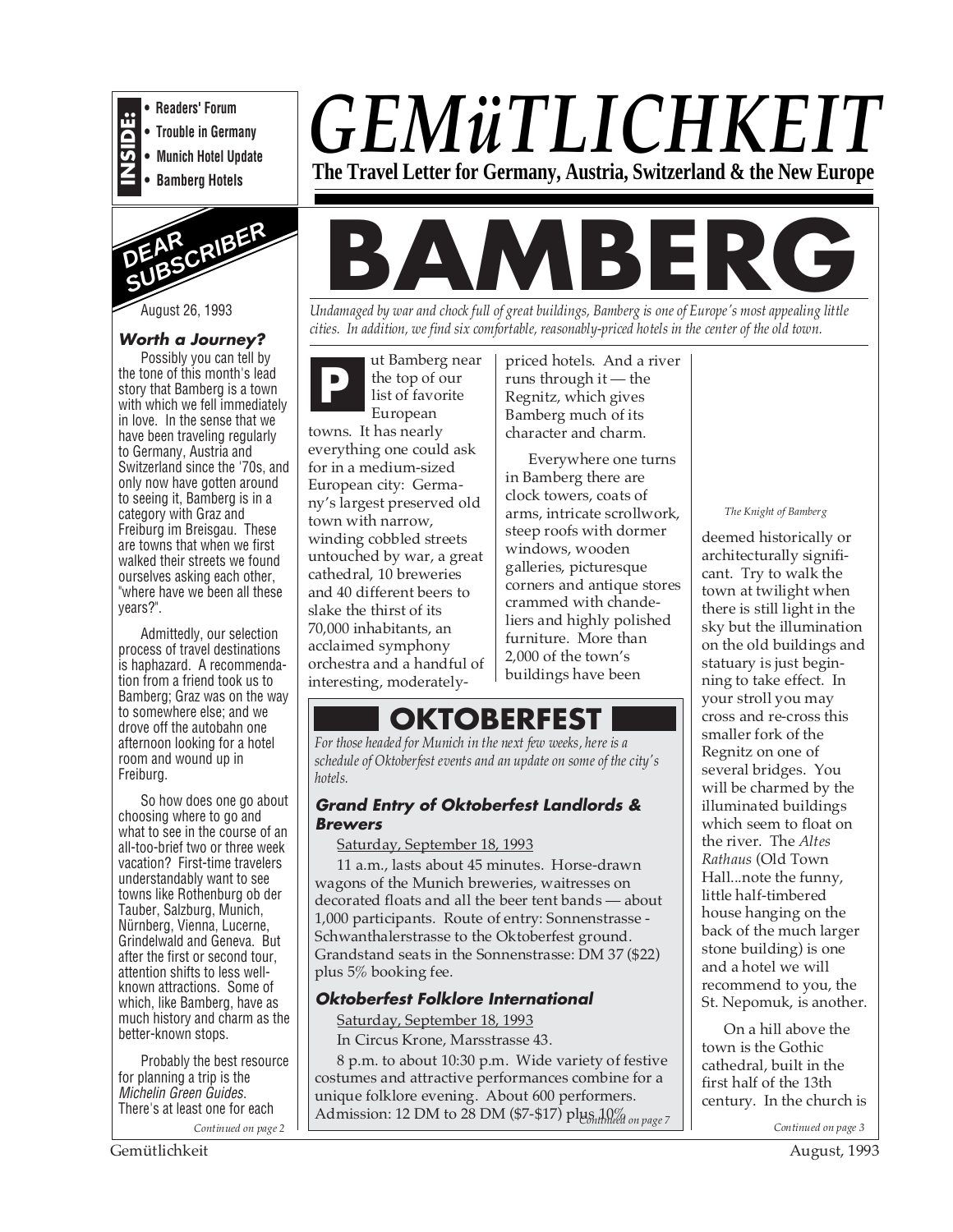**INSIDE:**
- Readers' Forum
- Trouble in Germany
- Munich Hotel Update
- Bamberg Hotels

# GEMüTLICHKEIT

**The Travel Letter for Germany, Austria, Switzerland & the New Europe**

## DEAR SUBSCRIBER

August 26, 1993

### Worth a Journey?

Possibly you can tell by the tone of this month's lead story that Bamberg is a town with which we fell immediately in love. In the sense that we have been traveling regularly to Germany, Austria and Switzerland since the '70s, and only now have gotten around to seeing it, Bamberg is in a category with Graz and Freiburg im Breisgau. These are towns that when we first walked their streets we found ourselves asking each other, "where have we been all these years?".

Admittedly, our selection process of travel destinations is haphazard. A recommendation from a friend took us to Bamberg; Graz was on the way to somewhere else; and we drove off the autobahn one afternoon looking for a hotel room and wound up in Freiburg.

So how does one go about choosing where to go and what to see in the course of an all-too-brief two or three week vacation? First-time travelers understandably want to see towns like Rothenburg ob der Tauber, Salzburg, Munich, Nürnberg, Vienna, Lucerne, Grindelwald and Geneva. But after the first or second tour, attention shifts to less well-known attractions. Some of which, like Bamberg, have as much history and charm as the better-known stops.

Probably the best resource for planning a trip is the *Michelin Green Guides*. There's at least one for each

*Continued on page 2*

# BAMBERG

*Undamaged by war and chock full of great buildings, Bamberg is one of Europe's most appealing little cities. In addition, we find six comfortable, reasonably-priced hotels in the center of the old town.*

Put Bamberg near the top of our list of favorite European towns. It has nearly everything one could ask for in a medium-sized European city: Germany's largest preserved old town with narrow, winding cobbled streets untouched by war, a great cathedral, 10 breweries and 40 different beers to slake the thirst of its 70,000 inhabitants, an acclaimed symphony orchestra and a handful of interesting, moderately-priced hotels. And a river runs through it — the Regnitz, which gives Bamberg much of its character and charm.

Everywhere one turns in Bamberg there are clock towers, coats of arms, intricate scrollwork, steep roofs with dormer windows, wooden galleries, picturesque corners and antique stores crammed with chandeliers and highly polished furniture. More than 2,000 of the town's buildings have been deemed historically or architecturally significant. Try to walk the town at twilight when there is still light in the sky but the illumination on the old buildings and statuary is just beginning to take effect. In your stroll you may cross and re-cross this smaller fork of the Regnitz on one of several bridges. You will be charmed by the illuminated buildings which seem to float on the river. The *Altes Rathaus* (Old Town Hall...note the funny, little half-timbered house hanging on the back of the much larger stone building) is one and a hotel we will recommend to you, the St. Nepomuk, is another.

*The Knight of Bamberg*

On a hill above the town is the Gothic cathedral, built in the first half of the 13th century. In the church is

*Continued on page 3*

## OKTOBERFEST

*For those headed for Munich in the next few weeks, here is a schedule of Oktoberfest events and an update on some of the city's hotels.*

### Grand Entry of Oktoberfest Landlords & Brewers

Saturday, September 18, 1993

11 a.m., lasts about 45 minutes. Horse-drawn wagons of the Munich breweries, waitresses on decorated floats and all the beer tent bands — about 1,000 participants. Route of entry: Sonnenstrasse - Schwanthalerstrasse to the Oktoberfest ground. Grandstand seats in the Sonnenstrasse: DM 37 ($22) plus 5% booking fee.

### Oktoberfest Folklore International

Saturday, September 18, 1993

In Circus Krone, Marsstrasse 43.

8 p.m. to about 10:30 p.m. Wide variety of festive costumes and attractive performances combine for a unique folklore evening. About 600 performers. Admission: 12 DM to 28 DM ($7-$17) plus 10%

*Continued on page 7*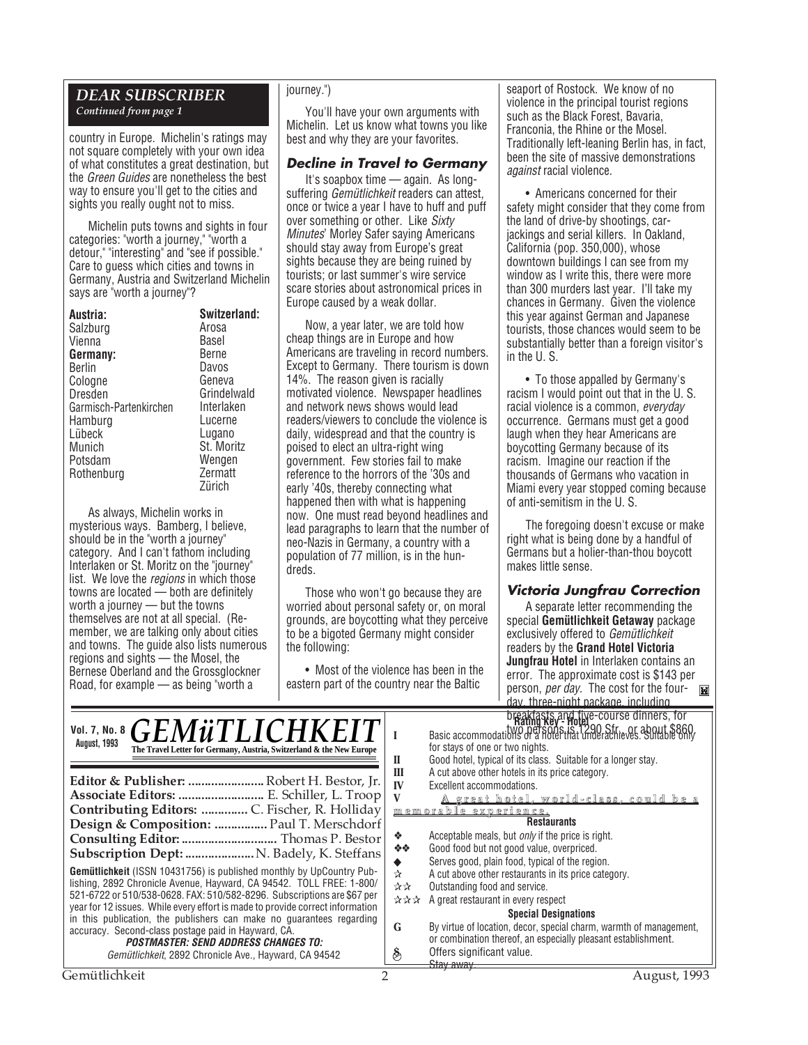## DEAR SUBSCRIBER

*Continued from page 1*

country in Europe. Michelin's ratings may not square completely with your own idea of what constitutes a great destination, but the *Green Guides* are nonetheless the best way to ensure you'll get to the cities and sights you really ought not to miss.

Michelin puts towns and sights in four categories: "worth a journey," "worth a detour," "interesting" and "see if possible." Care to guess which cities and towns in Germany, Austria and Switzerland Michelin says are "worth a journey"?

**Austria:**
Salzburg
Vienna

**Germany:**
Berlin
Cologne
Dresden
Garmisch-Partenkirchen
Hamburg
Lübeck
Munich
Potsdam
Rothenburg

**Switzerland:**
Arosa
Basel
Berne
Davos
Geneva
Grindelwald
Interlaken
Lucerne
Lugano
St. Moritz
Wengen
Zermatt
Zürich

As always, Michelin works in mysterious ways. Bamberg, I believe, should be in the "worth a journey" category. And I can't fathom including Interlaken or St. Moritz on the "journey" list. We love the *regions* in which those towns are located — both are definitely worth a journey — but the towns themselves are not at all special. (Remember, we are talking only about cities and towns. The guide also lists numerous regions and sights — the Mosel, the Bernese Oberland and the Grossglockner Road, for example — as being "worth a journey.")

You'll have your own arguments with Michelin. Let us know what towns you like best and why they are your favorites.

### Decline in Travel to Germany

It's soapbox time — again. As long-suffering *Gemütlichkeit* readers can attest, once or twice a year I have to huff and puff over something or other. Like *Sixty Minutes*' Morley Safer saying Americans should stay away from Europe's great sights because they are being ruined by tourists; or last summer's wire service scare stories about astronomical prices in Europe caused by a weak dollar.

Now, a year later, we are told how cheap things are in Europe and how Americans are traveling in record numbers. Except to Germany. There tourism is down 14%. The reason given is racially motivated violence. Newspaper headlines and network news shows would lead readers/viewers to conclude the violence is daily, widespread and that the country is poised to elect an ultra-right wing government. Few stories fail to make reference to the horrors of the '30s and early '40s, thereby connecting what happened then with what is happening now. One must read beyond headlines and lead paragraphs to learn that the number of neo-Nazis in Germany, a country with a population of 77 million, is in the hundreds.

Those who won't go because they are worried about personal safety or, on moral grounds, are boycotting what they perceive to be a bigoted Germany might consider the following:

- Most of the violence has been in the eastern part of the country near the Baltic seaport of Rostock. We know of no violence in the principal tourist regions such as the Black Forest, Bavaria, Franconia, the Rhine or the Mosel. Traditionally left-leaning Berlin has, in fact, been the site of massive demonstrations *against* racial violence.

- Americans concerned for their safety might consider that they come from the land of drive-by shootings, car-jackings and serial killers. In Oakland, California (pop. 350,000), whose downtown buildings I can see from my window as I write this, there were more than 300 murders last year. I'll take my chances in Germany. Given the violence this year against German and Japanese tourists, those chances would seem to be substantially better than a foreign visitor's in the U. S.

- To those appalled by Germany's racism I would point out that in the U. S. racial violence is a common, *everyday* occurrence. Germans must get a good laugh when they hear Americans are boycotting Germany because of its racism. Imagine our reaction if the thousands of Germans who vacation in Miami every year stopped coming because of anti-semitism in the U. S.

The foregoing doesn't excuse or make right what is being done by a handful of Germans but a holier-than-thou boycott makes little sense.

### Victoria Jungfrau Correction

A separate letter recommending the special **Gemütlichkeit Getaway** package exclusively offered to *Gemütlichkeit* readers by the **Grand Hotel Victoria Jungfrau Hotel** in Interlaken contains an error. The approximate cost is $143 per person, *per day*. The cost for the four-day, three-night package, including breakfasts and five-course dinners, for two persons is 1290 Sfr., or about $860.

---

**GEMüTLICHKEIT** — The Travel Letter for Germany, Austria, Switzerland & the New Europe
Vol. 7, No. 8 — August, 1993

**Editor & Publisher:** Robert H. Bestor, Jr.
**Associate Editors:** E. Schiller, L. Troop
**Contributing Editors:** C. Fischer, R. Holliday
**Design & Composition:** Paul T. Merschdorf
**Consulting Editor:** Thomas P. Bestor
**Subscription Dept:** N. Badely, K. Steffans

**Gemütlichkeit** (ISSN 10431756) is published monthly by UpCountry Publishing, 2892 Chronicle Avenue, Hayward, CA 94542. TOLL FREE: 1-800/521-6722 or 510/538-0628. FAX: 510/582-8296. Subscriptions are $67 per year for 12 issues. While every effort is made to provide correct information in this publication, the publishers can make no guarantees regarding accuracy. Second-class postage paid in Hayward, CA.

***POSTMASTER: SEND ADDRESS CHANGES TO:***
*Gemütlichkeit*, 2892 Chronicle Ave., Hayward, CA 94542

**Rating Key - Hotel**

| | |
|---|---|
| I | Basic accommodations of a hotel that underachieves. Suitable only for stays of one or two nights. |
| II | Good hotel, typical of its class. Suitable for a longer stay. |
| III | A cut above other hotels in its price category. |
| IV | Excellent accommodations. |
| V | A great hotel, world-class, could be a memorable experience. |

**Restaurants**

| | |
|---|---|
| ❖ | Acceptable meals, but *only* if the price is right. |
| ❖❖ | Good food but not good value, overpriced. |
| ◆ | Serves good, plain food, typical of the region. |
| ☆ | A cut above other restaurants in its price category. |
| ☆☆ | Outstanding food and service. |
| ☆☆☆ | A great restaurant in every respect |

**Special Designations**

| | |
|---|---|
| G | By virtue of location, decor, special charm, warmth of management, or combination thereof, an especially pleasant establishment. |
| $ | Offers significant value. |
| | Stay away. |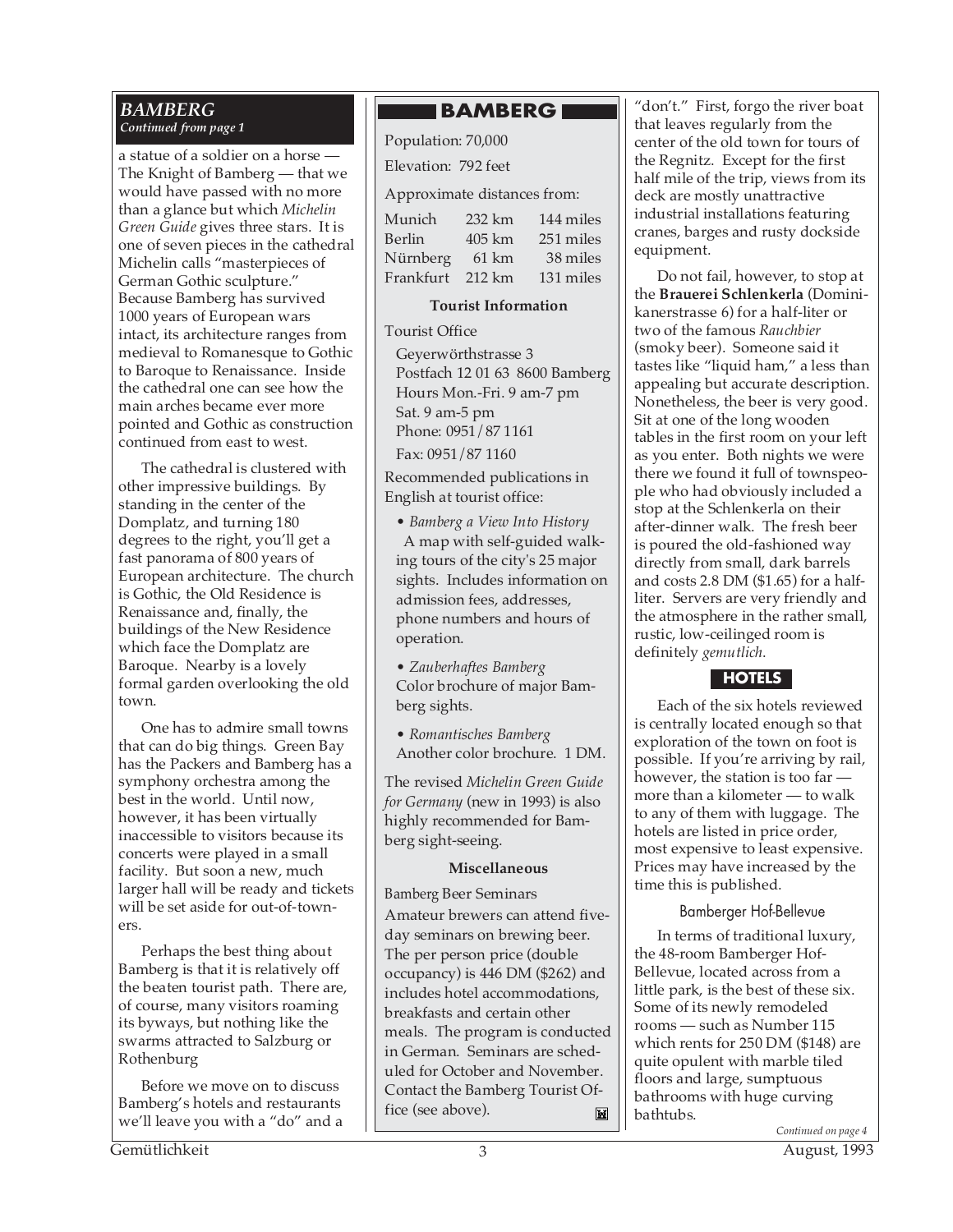## BAMBERG

*Continued from page 1*

a statue of a soldier on a horse — The Knight of Bamberg — that we would have passed with no more than a glance but which *Michelin Green Guide* gives three stars. It is one of seven pieces in the cathedral Michelin calls "masterpieces of German Gothic sculpture." Because Bamberg has survived 1000 years of European wars intact, its architecture ranges from medieval to Romanesque to Gothic to Baroque to Renaissance. Inside the cathedral one can see how the main arches became ever more pointed and Gothic as construction continued from east to west.

The cathedral is clustered with other impressive buildings. By standing in the center of the Domplatz, and turning 180 degrees to the right, you'll get a fast panorama of 800 years of European architecture. The church is Gothic, the Old Residence is Renaissance and, finally, the buildings of the New Residence which face the Domplatz are Baroque. Nearby is a lovely formal garden overlooking the old town.

One has to admire small towns that can do big things. Green Bay has the Packers and Bamberg has a symphony orchestra among the best in the world. Until now, however, it has been virtually inaccessible to visitors because its concerts were played in a small facility. But soon a new, much larger hall will be ready and tickets will be set aside for out-of-towners.

Perhaps the best thing about Bamberg is that it is relatively off the beaten tourist path. There are, of course, many visitors roaming its byways, but nothing like the swarms attracted to Salzburg or Rothenburg

Before we move on to discuss Bamberg's hotels and restaurants we'll leave you with a "do" and a "don't." First, forgo the river boat that leaves regularly from the center of the old town for tours of the Regnitz. Except for the first half mile of the trip, views from its deck are mostly unattractive industrial installations featuring cranes, barges and rusty dockside equipment.

Do not fail, however, to stop at the **Brauerei Schlenkerla** (Dominikanerstrasse 6) for a half-liter or two of the famous *Rauchbier* (smoky beer). Someone said it tastes like "liquid ham," a less than appealing but accurate description. Nonetheless, the beer is very good. Sit at one of the long wooden tables in the first room on your left as you enter. Both nights we were there we found it full of townspeople who had obviously included a stop at the Schlenkerla on their after-dinner walk. The fresh beer is poured the old-fashioned way directly from small, dark barrels and costs 2.8 DM ($1.65) for a half-liter. Servers are very friendly and the atmosphere in the rather small, rustic, low-ceilinged room is definitely *gemutlich*.

### BAMBERG

Population: 70,000

Elevation: 792 feet

Approximate distances from:

| | | |
|---|---|---|
| Munich | 232 km | 144 miles |
| Berlin | 405 km | 251 miles |
| Nürnberg | 61 km | 38 miles |
| Frankfurt | 212 km | 131 miles |

**Tourist Information**

Tourist Office
Geyerwörthstrasse 3
Postfach 12 01 63 8600 Bamberg
Hours Mon.-Fri. 9 am-7 pm
Sat. 9 am-5 pm
Phone: 0951/87 1161
Fax: 0951/87 1160

Recommended publications in English at tourist office:

- *Bamberg a View Into History* A map with self-guided walking tours of the city's 25 major sights. Includes information on admission fees, addresses, phone numbers and hours of operation.
- *Zauberhaftes Bamberg* Color brochure of major Bamberg sights.
- *Romantisches Bamberg* Another color brochure. 1 DM.

The revised *Michelin Green Guide for Germany* (new in 1993) is also highly recommended for Bamberg sight-seeing.

**Miscellaneous**

Bamberg Beer Seminars

Amateur brewers can attend five-day seminars on brewing beer. The per person price (double occupancy) is 446 DM ($262) and includes hotel accommodations, breakfasts and certain other meals. The program is conducted in German. Seminars are scheduled for October and November. Contact the Bamberg Tourist Office (see above).

### HOTELS

Each of the six hotels reviewed is centrally located enough so that exploration of the town on foot is possible. If you're arriving by rail, however, the station is too far — more than a kilometer — to walk to any of them with luggage. The hotels are listed in price order, most expensive to least expensive. Prices may have increased by the time this is published.

#### Bamberger Hof-Bellevue

In terms of traditional luxury, the 48-room Bamberger Hof-Bellevue, located across from a little park, is the best of these six. Some of its newly remodeled rooms — such as Number 115 which rents for 250 DM ($148) are quite opulent with marble tiled floors and large, sumptuous bathrooms with huge curving bathtubs.

*Continued on page 4*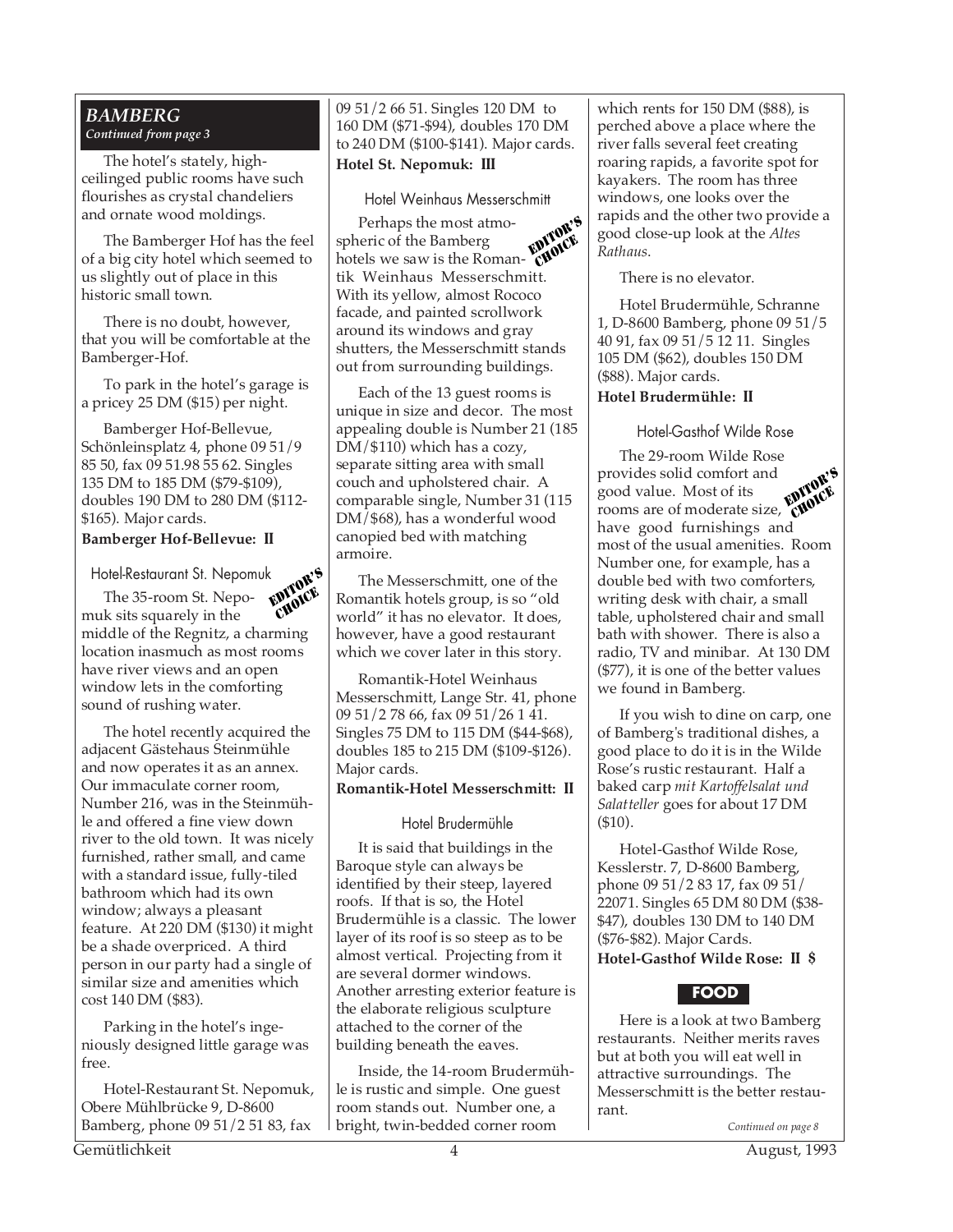## BAMBERG

*Continued from page 3*

The hotel's stately, high-ceilinged public rooms have such flourishes as crystal chandeliers and ornate wood moldings.

The Bamberger Hof has the feel of a big city hotel which seemed to us slightly out of place in this historic small town.

There is no doubt, however, that you will be comfortable at the Bamberger-Hof.

To park in the hotel's garage is a pricey 25 DM ($15) per night.

Bamberger Hof-Bellevue, Schönleinsplatz 4, phone 09 51/9 85 50, fax 09 51.98 55 62. Singles 135 DM to 185 DM ($79-$109), doubles 190 DM to 280 DM ($112-$165). Major cards.

**Bamberger Hof-Bellevue: II**

### Hotel-Restaurant St. Nepomuk

EDITOR'S CHOICE

The 35-room St. Nepomuk sits squarely in the middle of the Regnitz, a charming location inasmuch as most rooms have river views and an open window lets in the comforting sound of rushing water.

The hotel recently acquired the adjacent Gästehaus Steinmühle and now operates it as an annex. Our immaculate corner room, Number 216, was in the Steinmühle and offered a fine view down river to the old town. It was nicely furnished, rather small, and came with a standard issue, fully-tiled bathroom which had its own window; always a pleasant feature. At 220 DM ($130) it might be a shade overpriced. A third person in our party had a single of similar size and amenities which cost 140 DM ($83).

Parking in the hotel's ingeniously designed little garage was free.

Hotel-Restaurant St. Nepomuk, Obere Mühlbrücke 9, D-8600 Bamberg, phone 09 51/2 51 83, fax 09 51/2 66 51. Singles 120 DM to 160 DM ($71-$94), doubles 170 DM to 240 DM ($100-$141). Major cards.

**Hotel St. Nepomuk: III**

### Hotel Weinhaus Messerschmitt

EDITOR'S CHOICE

Perhaps the most atmospheric of the Bamberg hotels we saw is the Romantik Weinhaus Messerschmitt. With its yellow, almost Rococo facade, and painted scrollwork around its windows and gray shutters, the Messerschmitt stands out from surrounding buildings.

Each of the 13 guest rooms is unique in size and decor. The most appealing double is Number 21 (185 DM/$110) which has a cozy, separate sitting area with small couch and upholstered chair. A comparable single, Number 31 (115 DM/$68), has a wonderful wood canopied bed with matching armoire.

The Messerschmitt, one of the Romantik hotels group, is so "old world" it has no elevator. It does, however, have a good restaurant which we cover later in this story.

Romantik-Hotel Weinhaus Messerschmitt, Lange Str. 41, phone 09 51/2 78 66, fax 09 51/26 1 41. Singles 75 DM to 115 DM ($44-$68), doubles 185 to 215 DM ($109-$126). Major cards.

**Romantik-Hotel Messerschmitt: II**

### Hotel Brudermühle

It is said that buildings in the Baroque style can always be identified by their steep, layered roofs. If that is so, the Hotel Brudermühle is a classic. The lower layer of its roof is so steep as to be almost vertical. Projecting from it are several dormer windows. Another arresting exterior feature is the elaborate religious sculpture attached to the corner of the building beneath the eaves.

Inside, the 14-room Brudermühle is rustic and simple. One guest room stands out. Number one, a bright, twin-bedded corner room which rents for 150 DM ($88), is perched above a place where the river falls several feet creating roaring rapids, a favorite spot for kayakers. The room has three windows, one looks over the rapids and the other two provide a good close-up look at the *Altes Rathaus*.

There is no elevator.

Hotel Brudermühle, Schranne 1, D-8600 Bamberg, phone 09 51/5 40 91, fax 09 51/5 12 11. Singles 105 DM ($62), doubles 150 DM ($88). Major cards.

**Hotel Brudermühle: II**

### Hotel-Gasthof Wilde Rose

EDITOR'S CHOICE

The 29-room Wilde Rose provides solid comfort and good value. Most of its rooms are of moderate size, have good furnishings and most of the usual amenities. Room Number one, for example, has a double bed with two comforters, writing desk with chair, a small table, upholstered chair and small bath with shower. There is also a radio, TV and minibar. At 130 DM ($77), it is one of the better values we found in Bamberg.

If you wish to dine on carp, one of Bamberg's traditional dishes, a good place to do it is in the Wilde Rose's rustic restaurant. Half a baked carp *mit Kartoffelsalat und Salatteller* goes for about 17 DM ($10).

Hotel-Gasthof Wilde Rose, Kesslerstr. 7, D-8600 Bamberg, phone 09 51/2 83 17, fax 09 51/22071. Singles 65 DM 80 DM ($38-$47), doubles 130 DM to 140 DM ($76-$82). Major Cards.

**Hotel-Gasthof Wilde Rose: II $**

## FOOD

Here is a look at two Bamberg restaurants. Neither merits raves but at both you will eat well in attractive surroundings. The Messerschmitt is the better restaurant.

*Continued on page 8*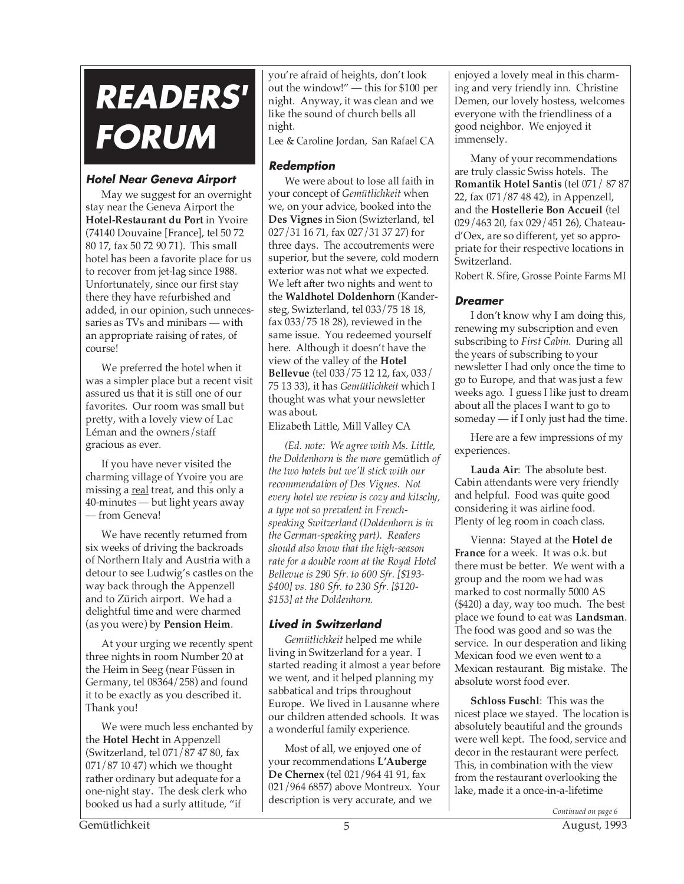# READERS' FORUM

### *Hotel Near Geneva Airport*

May we suggest for an overnight stay near the Geneva Airport the **Hotel-Restaurant du Port** in Yvoire (74140 Douvaine [France], tel 50 72 80 17, fax 50 72 90 71). This small hotel has been a favorite place for us to recover from jet-lag since 1988. Unfortunately, since our first stay there they have refurbished and added, in our opinion, such unnecessaries as TVs and minibars — with an appropriate raising of rates, of course!

We preferred the hotel when it was a simpler place but a recent visit assured us that it is still one of our favorites. Our room was small but pretty, with a lovely view of Lac Léman and the owners/staff gracious as ever.

If you have never visited the charming village of Yvoire you are missing a real treat, and this only a 40-minutes — but light years away — from Geneva!

We have recently returned from six weeks of driving the backroads of Northern Italy and Austria with a detour to see Ludwig's castles on the way back through the Appenzell and to Zürich airport. We had a delightful time and were charmed (as you were) by **Pension Heim**.

At your urging we recently spent three nights in room Number 20 at the Heim in Seeg (near Füssen in Germany, tel 08364/258) and found it to be exactly as you described it. Thank you!

We were much less enchanted by the **Hotel Hecht** in Appenzell (Switzerland, tel 071/87 47 80, fax 071/87 10 47) which we thought rather ordinary but adequate for a one-night stay. The desk clerk who booked us had a surly attitude, "if you're afraid of heights, don't look out the window!" — this for $100 per night. Anyway, it was clean and we like the sound of church bells all night.

Lee & Caroline Jordan, San Rafael CA

### *Redemption*

We were about to lose all faith in your concept of *Gemütlichkeit* when we, on your advice, booked into the **Des Vignes** in Sion (Swizterland, tel 027/31 16 71, fax 027/31 37 27) for three days. The accoutrements were superior, but the severe, cold modern exterior was not what we expected. We left after two nights and went to the **Waldhotel Doldenhorn** (Kandersteg, Switzerland, tel 033/75 18 18, fax 033/75 18 28), reviewed in the same issue. You redeemed yourself here. Although it doesn't have the view of the valley of the **Hotel Bellevue** (tel 033/75 12 12, fax, 033/75 13 33), it has *Gemütlichkeit* which I thought was what your newsletter was about.

Elizabeth Little, Mill Valley CA

*(Ed. note: We agree with Ms. Little, the Doldenhorn is the more* gemütlich *of the two hotels but we'll stick with our recommendation of Des Vignes. Not every hotel we review is cozy and kitschy, a type not so prevalent in French-speaking Switzerland (Doldenhorn is in the German-speaking part). Readers should also know that the high-season rate for a double room at the Royal Hotel Bellevue is 290 Sfr. to 600 Sfr. [$193-$400] vs. 180 Sfr. to 230 Sfr. [$120-$153] at the Doldenhorn.*

### *Lived in Switzerland*

*Gemütlichkeit* helped me while living in Switzerland for a year. I started reading it almost a year before we went, and it helped planning my sabbatical and trips throughout Europe. We lived in Lausanne where our children attended schools. It was a wonderful family experience.

Most of all, we enjoyed one of your recommendations **L'Auberge De Chernex** (tel 021/964 41 91, fax 021/964 6857) above Montreux. Your description is very accurate, and we enjoyed a lovely meal in this charming and very friendly inn. Christine Demen, our lovely hostess, welcomes everyone with the friendliness of a good neighbor. We enjoyed it immensely.

Many of your recommendations are truly classic Swiss hotels. The **Romantik Hotel Santis** (tel 071/ 87 87 22, fax 071/87 48 42), in Appenzell, and the **Hostellerie Bon Accueil** (tel 029/463 20, fax 029/451 26), Chateau-d'Oex, are so different, yet so appropriate for their respective locations in Switzerland.

Robert R. Sfire, Grosse Pointe Farms MI

### *Dreamer*

I don't know why I am doing this, renewing my subscription and even subscribing to *First Cabin*. During all the years of subscribing to your newsletter I had only once the time to go to Europe, and that was just a few weeks ago. I guess I like just to dream about all the places I want to go to someday — if I only just had the time.

Here are a few impressions of my experiences.

**Lauda Air**: The absolute best. Cabin attendants were very friendly and helpful. Food was quite good considering it was airline food. Plenty of leg room in coach class.

Vienna: Stayed at the **Hotel de France** for a week. It was o.k. but there must be better. We went with a group and the room we had was marked to cost normally 5000 AS ($420) a day, way too much. The best place we found to eat was **Landsman**. The food was good and so was the service. In our desperation and liking Mexican food we even went to a Mexican restaurant. Big mistake. The absolute worst food ever.

**Schloss Fuschl**: This was the nicest place we stayed. The location is absolutely beautiful and the grounds were well kept. The food, service and decor in the restaurant were perfect. This, in combination with the view from the restaurant overlooking the lake, made it a once-in-a-lifetime

*Continued on page 6*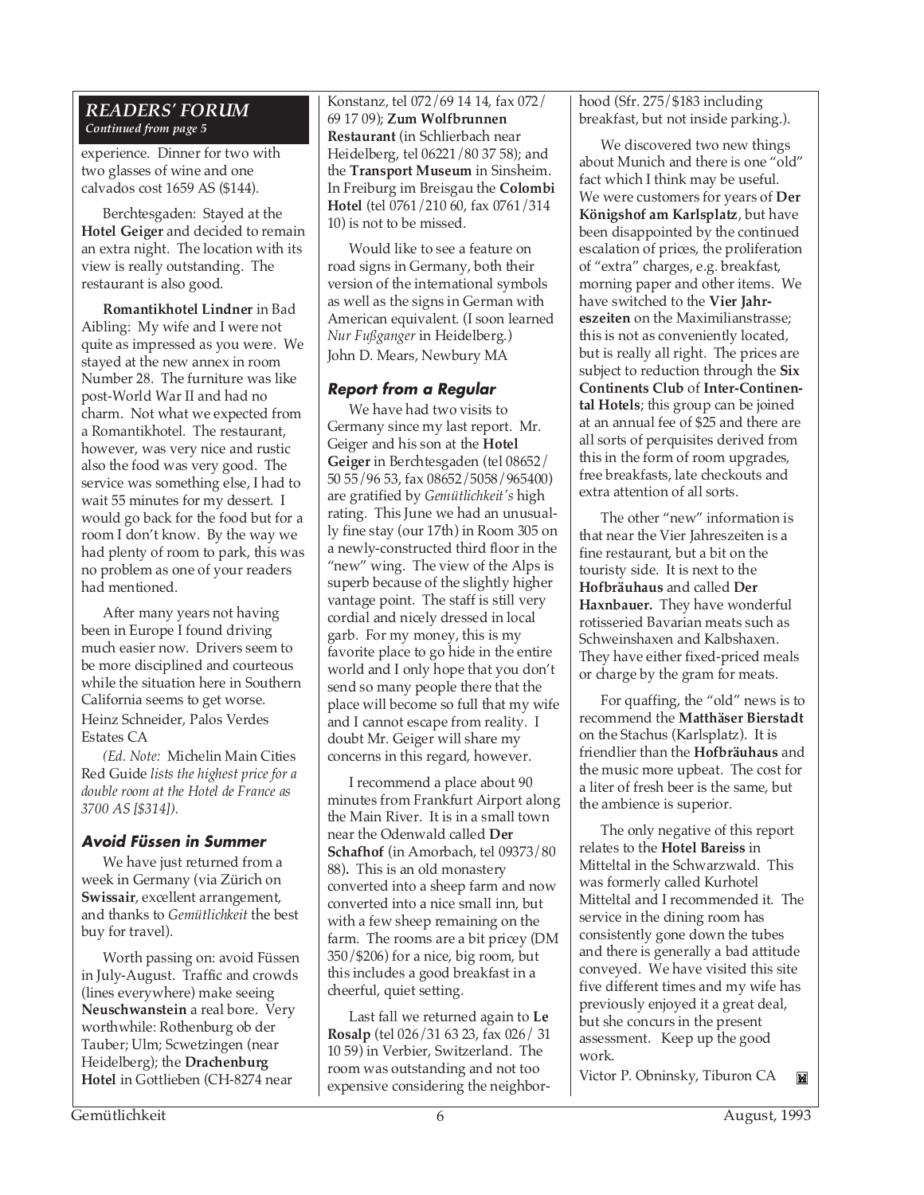## READERS' FORUM

*Continued from page 5*

experience. Dinner for two with two glasses of wine and one calvados cost 1659 AS ($144).

Berchtesgaden: Stayed at the **Hotel Geiger** and decided to remain an extra night. The location with its view is really outstanding. The restaurant is also good.

**Romantikhotel Lindner** in Bad Aibling: My wife and I were not quite as impressed as you were. We stayed at the new annex in room Number 28. The furniture was like post-World War II and had no charm. Not what we expected from a Romantikhotel. The restaurant, however, was very nice and rustic also the food was very good. The service was something else, I had to wait 55 minutes for my dessert. I would go back for the food but for a room I don't know. By the way we had plenty of room to park, this was no problem as one of your readers had mentioned.

After many years not having been in Europe I found driving much easier now. Drivers seem to be more disciplined and courteous while the situation here in Southern California seems to get worse.

Heinz Schneider, Palos Verdes Estates CA

*(Ed. Note:* Michelin Main Cities Red Guide *lists the highest price for a double room at the Hotel de France as 3700 AS [$314]).*

### Avoid Füssen in Summer

We have just returned from a week in Germany (via Zürich on **Swissair**, excellent arrangement, and thanks to *Gemütlichkeit* the best buy for travel).

Worth passing on: avoid Füssen in July-August. Traffic and crowds (lines everywhere) make seeing **Neuschwanstein** a real bore. Very worthwhile: Rothenburg ob der Tauber; Ulm; Scwetzingen (near Heidelberg); the **Drachenburg Hotel** in Gottlieben (CH-8274 near Konstanz, tel 072/69 14 14, fax 072/ 69 17 09); **Zum Wolfbrunnen Restaurant** (in Schlierbach near Heidelberg, tel 06221/80 37 58); and the **Transport Museum** in Sinsheim. In Freiburg im Breisgau the **Colombi Hotel** (tel 0761/210 60, fax 0761/314 10) is not to be missed.

Would like to see a feature on road signs in Germany, both their version of the international symbols as well as the signs in German with American equivalent. (I soon learned *Nur Fußganger* in Heidelberg.)

John D. Mears, Newbury MA

### Report from a Regular

We have had two visits to Germany since my last report. Mr. Geiger and his son at the **Hotel Geiger** in Berchtesgaden (tel 08652/ 50 55/96 53, fax 08652/5058/965400) are gratified by *Gemütlichkeit's* high rating. This June we had an unusually fine stay (our 17th) in Room 305 on a newly-constructed third floor in the "new" wing. The view of the Alps is superb because of the slightly higher vantage point. The staff is still very cordial and nicely dressed in local garb. For my money, this is my favorite place to go hide in the entire world and I only hope that you don't send so many people there that the place will become so full that my wife and I cannot escape from reality. I doubt Mr. Geiger will share my concerns in this regard, however.

I recommend a place about 90 minutes from Frankfurt Airport along the Main River. It is in a small town near the Odenwald called **Der Schafhof** (in Amorbach, tel 09373/80 88). This is an old monastery converted into a sheep farm and now converted into a nice small inn, but with a few sheep remaining on the farm. The rooms are a bit pricey (DM 350/$206) for a nice, big room, but this includes a good breakfast in a cheerful, quiet setting.

Last fall we returned again to **Le Rosalp** (tel 026/31 63 23, fax 026/ 31 10 59) in Verbier, Switzerland. The room was outstanding and not too expensive considering the neighborhood (Sfr. 275/$183 including breakfast, but not inside parking.).

We discovered two new things about Munich and there is one "old" fact which I think may be useful. We were customers for years of **Der Königshof am Karlsplatz**, but have been disappointed by the continued escalation of prices, the proliferation of "extra" charges, e.g. breakfast, morning paper and other items. We have switched to the **Vier Jahreszeiten** on the Maximilianstrasse; this is not as conveniently located, but is really all right. The prices are subject to reduction through the **Six Continents Club** of **Inter-Continental Hotels**; this group can be joined at an annual fee of $25 and there are all sorts of perquisites derived from this in the form of room upgrades, free breakfasts, late checkouts and extra attention of all sorts.

The other "new" information is that near the Vier Jahreszeiten is a fine restaurant, but a bit on the touristy side. It is next to the **Hofbräuhaus** and called **Der Haxnbauer.** They have wonderful rotisseried Bavarian meats such as Schweinshaxen and Kalbshaxen. They have either fixed-priced meals or charge by the gram for meats.

For quaffing, the "old" news is to recommend the **Matthäser Bierstadt** on the Stachus (Karlsplatz). It is friendlier than the **Hofbräuhaus** and the music more upbeat. The cost for a liter of fresh beer is the same, but the ambience is superior.

The only negative of this report relates to the **Hotel Bareiss** in Mitteltal in the Schwarzwald. This was formerly called Kurhotel Mitteltal and I recommended it. The service in the dining room has consistently gone down the tubes and there is generally a bad attitude conveyed. We have visited this site five different times and my wife has previously enjoyed it a great deal, but she concurs in the present assessment. Keep up the good work.

Victor P. Obninsky, Tiburon CA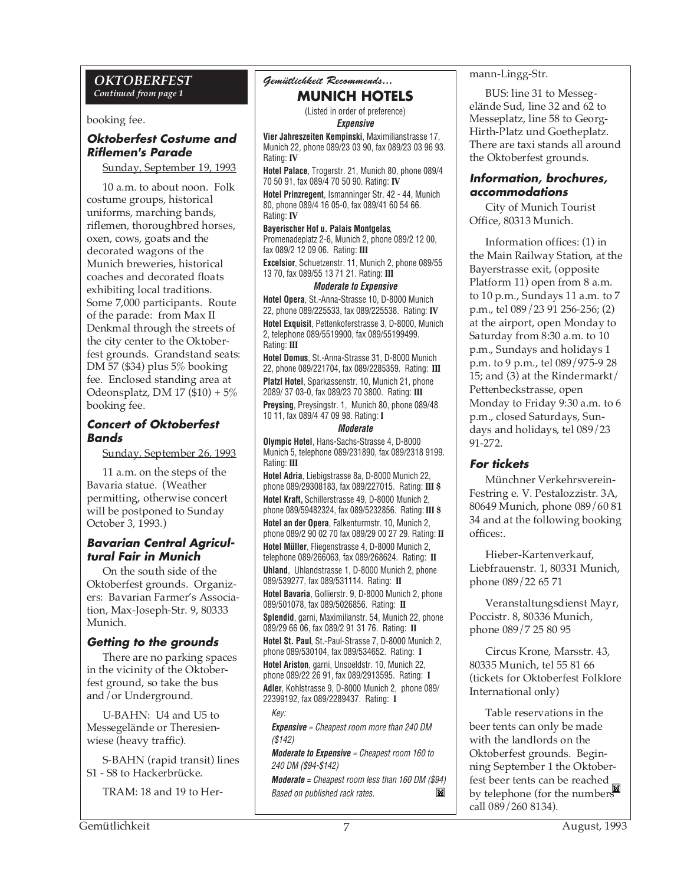## *OKTOBERFEST*

*Continued from page 1*

booking fee.

### *Oktoberfest Costume and Riflemen's Parade*

Sunday, September 19, 1993

10 a.m. to about noon. Folk costume groups, historical uniforms, marching bands, riflemen, thoroughbred horses, oxen, cows, goats and the decorated wagons of the Munich breweries, historical coaches and decorated floats exhibiting local traditions. Some 7,000 participants. Route of the parade: from Max II Denkmal through the streets of the city center to the Oktoberfest grounds. Grandstand seats: DM 57 ($34) plus 5% booking fee. Enclosed standing area at Odeonsplatz, DM 17 ($10) + 5% booking fee.

### *Concert of Oktoberfest Bands*

Sunday, September 26, 1993

11 a.m. on the steps of the Bavaria statue. (Weather permitting, otherwise concert will be postponed to Sunday October 3, 1993.)

### *Bavarian Central Agricultural Fair in Munich*

On the south side of the Oktoberfest grounds. Organizers: Bavarian Farmer's Association, Max-Joseph-Str. 9, 80333 Munich.

### *Getting to the grounds*

There are no parking spaces in the vicinity of the Oktoberfest ground, so take the bus and/or Underground.

U-BAHN: U4 and U5 to Messegelände or Theresienwiese (heavy traffic).

S-BAHN (rapid transit) lines S1 - S8 to Hackerbrücke.

TRAM: 18 and 19 to Hermann-Lingg-Str.

BUS: line 31 to Messegelände Sud, line 32 and 62 to Messeplatz, line 58 to Georg-Hirth-Platz und Goetheplatz. There are taxi stands all around the Oktoberfest grounds.

### *Information, brochures, accommodations*

City of Munich Tourist Office, 80313 Munich.

Information offices: (1) in the Main Railway Station, at the Bayerstrasse exit, (opposite Platform 11) open from 8 a.m. to 10 p.m., Sundays 11 a.m. to 7 p.m., tel 089/23 91 256-256; (2) at the airport, open Monday to Saturday from 8:30 a.m. to 10 p.m., Sundays and holidays 1 p.m. to 9 p.m., tel 089/975-9 28 15; and (3) at the Rindermarkt/ Pettenbeckstrasse, open Monday to Friday 9:30 a.m. to 6 p.m., closed Saturdays, Sundays and holidays, tel 089/23 91-272.

### *For tickets*

Münchner Verkehrsverein-Festring e. V. Pestalozzistr. 3A, 80649 Munich, phone 089/60 81 34 and at the following booking offices:.

Hieber-Kartenverkauf, Liebfrauenstr. 1, 80331 Munich, phone 089/22 65 71

Veranstaltungsdienst Mayr, Poccistr. 8, 80336 Munich, phone 089/7 25 80 95

Circus Krone, Marsstr. 43, 80335 Munich, tel 55 81 66 (tickets for Oktoberfest Folklore International only)

Table reservations in the beer tents can only be made with the landlords on the Oktoberfest grounds. Beginning September 1 the Oktoberfest beer tents can be reached by telephone (for the numbers call 089/260 8134).

---

*Gemütlichkeit Recommends...*

## MUNICH HOTELS

(Listed in order of preference)

***Expensive***

**Vier Jahreszeiten Kempinski**, Maximilianstrasse 17, Munich 22, phone 089/23 03 90, fax 089/23 03 96 93. Rating: **IV**

**Hotel Palace**, Trogerstr. 21, Munich 80, phone 089/4 70 50 91, fax 089/4 70 50 90. Rating: **IV**

**Hotel Prinzregent**, Ismanninger Str. 42 - 44, Munich 80, phone 089/4 16 05-0, fax 089/41 60 54 66. Rating: **IV**

**Bayerischer Hof u. Palais Montgelas**, Promenadeplatz 2-6, Munich 2, phone 089/2 12 00, fax 089/2 12 09 06. Rating: **III**

**Excelsior**, Schuetzenstr. 11, Munich 2, phone 089/55 13 70, fax 089/55 13 71 21. Rating: **III**

***Moderate to Expensive***

**Hotel Opera**, St.-Anna-Strasse 10, D-8000 Munich 22, phone 089/225533, fax 089/225538. Rating: **IV**

**Hotel Exquisit**, Pettenkoferstrasse 3, D-8000, Munich 2, telephone 089/5519900, fax 089/55199499. Rating: **III**

**Hotel Domus**, St.-Anna-Strasse 31, D-8000 Munich 22, phone 089/221704, fax 089/2285359. Rating: **III**

**Platzl Hotel**, Sparkassenstr. 10, Munich 21, phone 2089/ 37 03-0, fax 089/23 70 3800. Rating: **III**

**Preysing**, Preysingstr. 1, Munich 80, phone 089/48 10 11, fax 089/4 47 09 98. Rating: **I**

***Moderate***

**Olympic Hotel**, Hans-Sachs-Strasse 4, D-8000 Munich 5, telephone 089/231890, fax 089/2318 9199. Rating: **III**

**Hotel Adria**, Liebigstrasse 8a, D-8000 Munich 22, phone 089/29308183, fax 089/227015. Rating: **III $**

**Hotel Kraft**, Schillerstrasse 49, D-8000 Munich 2, phone 089/59482324, fax 089/5232856. Rating: **III $**

**Hotel an der Opera**, Falkenturmstr. 10, Munich 2, phone 089/2 90 02 70 fax 089/29 00 27 29. Rating: **II**

**Hotel Müller**, Fliegenstrasse 4, D-8000 Munich 2, telephone 089/266063, fax 089/268624. Rating: **II**

**Uhland**, Uhlandstrasse 1, D-8000 Munich 2, phone 089/539277, fax 089/531114. Rating: **II**

**Hotel Bavaria**, Gollierstr. 9, D-8000 Munich 2, phone 089/501078, fax 089/5026856. Rating: **II**

**Splendid**, garni, Maximilianstr. 54, Munich 22, phone 089/29 66 06, fax 089/2 91 31 76. Rating: **II**

**Hotel St. Paul**, St.-Paul-Strasse 7, D-8000 Munich 2, phone 089/530104, fax 089/534652. Rating: **I**

**Hotel Ariston**, garni, Unsoeldstr. 10, Munich 22, phone 089/22 26 91, fax 089/2913595. Rating: **I**

**Adler**, Kohlstrasse 9, D-8000 Munich 2, phone 089/ 22399192, fax 089/2289437. Rating: **I**

*Key:*

***Expensive** = Cheapest room more than 240 DM ($142)*

***Moderate to Expensive** = Cheapest room 160 to 240 DM ($94-$142)*

***Moderate** = Cheapest room less than 160 DM ($94)*

*Based on published rack rates.*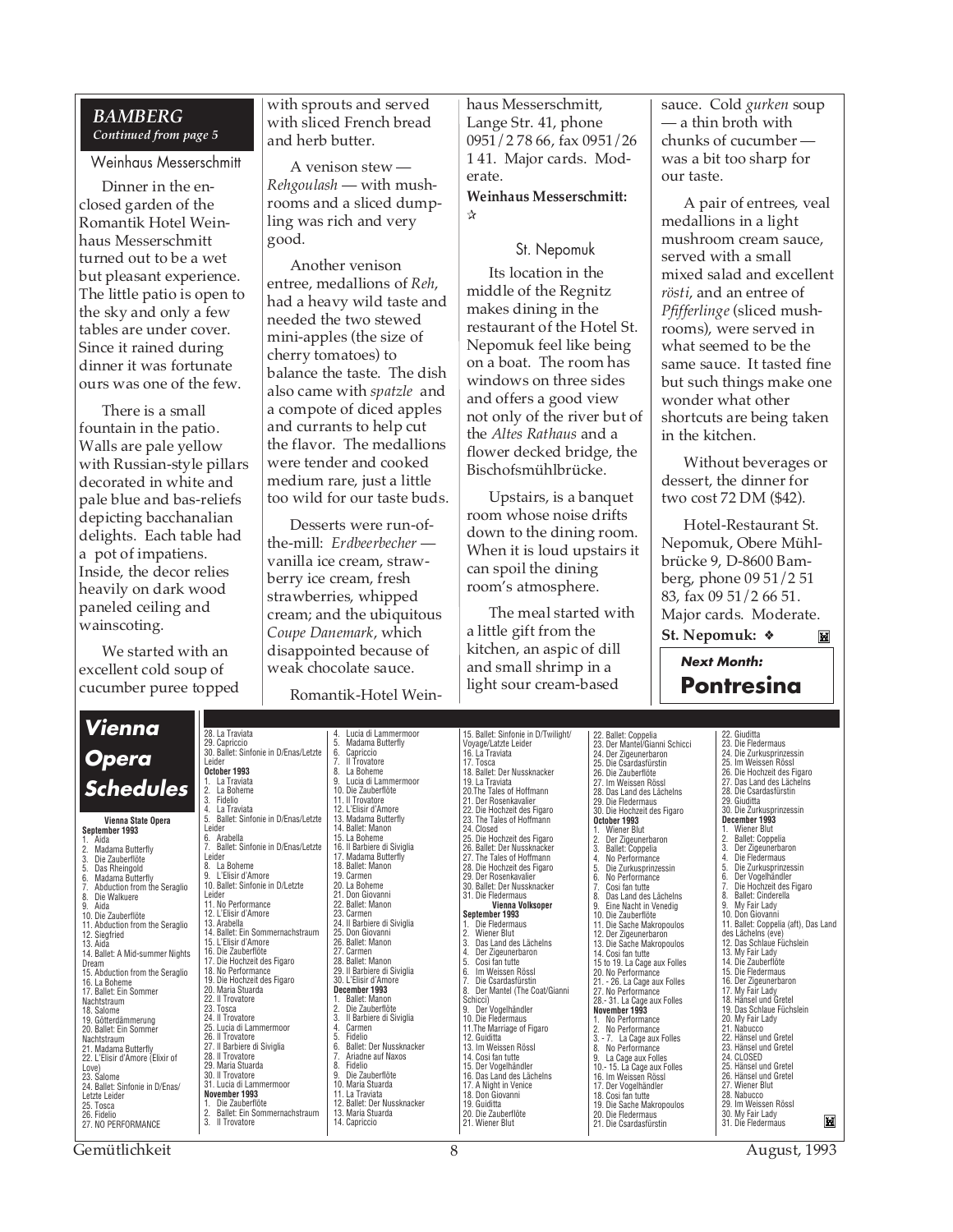## *BAMBERG*

*Continued from page 5*

### Weinhaus Messerschmitt

Dinner in the enclosed garden of the Romantik Hotel Weinhaus Messerschmitt turned out to be a wet but pleasant experience. The little patio is open to the sky and only a few tables are under cover. Since it rained during dinner it was fortunate ours was one of the few.

There is a small fountain in the patio. Walls are pale yellow with Russian-style pillars decorated in white and pale blue and bas-reliefs depicting bacchanalian delights. Each table had a pot of impatiens. Inside, the decor relies heavily on dark wood paneled ceiling and wainscoting.

We started with an excellent cold soup of cucumber puree topped with sprouts and served with sliced French bread and herb butter.

A venison stew — *Rehgoulash* — with mushrooms and a sliced dumpling was rich and very good.

Another venison entree, medallions of *Reh*, had a heavy wild taste and needed the two stewed mini-apples (the size of cherry tomatoes) to balance the taste. The dish also came with *spatzle* and a compote of diced apples and currants to help cut the flavor. The medallions were tender and cooked medium rare, just a little too wild for our taste buds.

Desserts were run-of-the-mill: *Erdbeerbecher* — vanilla ice cream, strawberry ice cream, fresh strawberries, whipped cream; and the ubiquitous *Coupe Danemark*, which disappointed because of weak chocolate sauce.

Romantik-Hotel Weinhaus Messerschmitt, Lange Str. 41, phone 0951/2 78 66, fax 0951/26 1 41. Major cards. Moderate.

**Weinhaus Messerschmitt:** ✫

### St. Nepomuk

Its location in the middle of the Regnitz makes dining in the restaurant of the Hotel St. Nepomuk feel like being on a boat. The room has windows on three sides and offers a good view not only of the river but of the *Altes Rathaus* and a flower decked bridge, the Bischofsmühlbrücke.

Upstairs, is a banquet room whose noise drifts down to the dining room. When it is loud upstairs it can spoil the dining room's atmosphere.

The meal started with a little gift from the kitchen, an aspic of dill and small shrimp in a light sour cream-based sauce. Cold *gurken* soup — a thin broth with chunks of cucumber — was a bit too sharp for our taste.

A pair of entrees, veal medallions in a light mushroom cream sauce, served with a small mixed salad and excellent *rösti*, and an entree of *Pfifferlinge* (sliced mushrooms), were served in what seemed to be the same sauce. It tasted fine but such things make one wonder what other shortcuts are being taken in the kitchen.

Without beverages or dessert, the dinner for two cost 72 DM ($42).

Hotel-Restaurant St. Nepomuk, Obere Mühlbrücke 9, D-8600 Bamberg, phone 09 51/2 51 83, fax 09 51/2 66 51. Major cards. Moderate.

**St. Nepomuk:** ❖

***Next Month:***

**Pontresina**

## *Vienna Opera Schedules*

**Vienna State Opera**

**September 1993**
1. Aida
2. Madama Butterfly
3. Die Zauberflöte
5. Das Rheingold
6. Madama Butterfly
7. Abduction from the Seraglio
8. Die Walkuere
9. Aida
10. Die Zauberflöte
11. Abduction from the Seraglio
12. Siegfried
13. Aida
14. Ballet: A Mid-summer Nights Dream
15. Abduction from the Seraglio
16. La Boheme
17. Ballet: Ein Sommer Nachtstraum
18. Salome
19. Götterdämmerung
20. Ballet: Ein Sommer Nachtstraum
21. Madama Butterfly
22. L'Elisir d'Amore (Elixir of Love)
23. Salome
24. Ballet: Sinfonie in D/Enas/Letzte Leider
25. Tosca
26. Fidelio
27. NO PERFORMANCE
28. La Traviata
29. Capriccio
30. Ballet: Sinfonie in D/Enas/Letzte Leider

**October 1993**
1. La Traviata
2. La Boheme
3. Fidelio
4. La Traviata
5. Ballet: Sinfonie in D/Enas/Letzte Leider
6. Arabella
7. Ballet: Sinfonie in D/Enas/Letzte Leider
8. La Boheme
9. L'Elisir d'Amore
10. Ballet: Sinfonie in D/Letzte Leider
11. No Performance
12. L'Elisir d'Amore
13. Arabella
14. Ballet: Ein Sommernachstraum
15. L'Elisir d'Amore
16. Die Zauberflöte
17. Die Hochzeit des Figaro
18. No Performance
19. Die Hochzeit des Figaro
20. Maria Stuarda
22. Il Trovatore
23. Tosca
24. Il Trovatore
25. Lucia di Lammermoor
26. Il Trovatore
27. Il Barbiere di Siviglia
28. Il Trovatore
29. Maria Stuarda
30. Il Trovatore
31. Lucia di Lammermoor

**November 1993**
1. Die Zauberflöte
2. Ballet: Ein Sommernachstraum
3. Il Trovatore
4. Lucia di Lammermoor
5. Madama Butterfly
6. Capriccio
7. Il Trovatore
8. La Boheme
9. Lucia di Lammermoor
10. Die Zauberflöte
11. Il Trovatore
12. L'Elisir d'Amore
13. Madama Butterfly
14. Ballet: Manon
15. La Boheme
16. Il Barbiere di Siviglia
17. Madama Butterfly
18. Ballet: Manon
19. Carmen
20. La Boheme
21. Don Giovanni
22. Ballet: Manon
23. Carmen
24. Il Barbiere di Siviglia
25. Don Giovanni
26. Ballet: Manon
27. Carmen
28. Ballet: Manon
29. Il Barbiere di Siviglia
30. L'Elisir d'Amore

**December 1993**
1. Ballet: Manon
2. Die Zauberflöte
3. Il Barbiere di Siviglia
4. Carmen
5. Fidelio
6. Ballet: Der Nussknacker
7. Ariadne auf Naxos
8. Fidelio
9. Die Zauberflöte
10. Maria Stuarda
11. La Traviata
12. Ballet: Der Nussknacker
13. Maria Stuarda
14. Capriccio
15. Ballet: Sinfonie in D/Twilight/Voyage/Latzte Leider
16. La Traviata
17. Tosca
18. Ballet: Der Nussknacker
19. La Traviata
20. The Tales of Hoffmann
21. Der Rosenkavalier
22. Die Hochzeit des Figaro
23. The Tales of Hoffmann
24. Closed
25. Die Hochzeit des Figaro
26. Ballet: Der Nussknacker
27. The Tales of Hoffmann
28. Die Hochzeit des Figaro
29. Der Rosenkavalier
30. Ballet: Der Nussknacker
31. Die Fledermaus

**Vienna Volksoper**

**September 1993**
1. Die Fledermaus
2. Wiener Blut
3. Das Land des Lächelns
4. Der Zigeunerbaron
5. Cosi fan tutte
6. Im Weissen Rössl
7. Die Csardasfürstin
8. Der Mantel (The Coat/Gianni Schicci)
9. Der Vogelhändler
10. Die Fledermaus
11. The Marriage of Figaro
12. Guiditta
13. Im Weissen Rössl
14. Cosi fan tutte
15. Der Vogelhändler
16. Das Land des Lächelns
17. A Night in Venice
18. Don Giovanni
19. Guiditta
20. Die Zauberflöte
21. Wiener Blut
22. Ballet: Coppelia
23. Der Mantel/Gianni Schicci
24. Der Zigeunerbaron
25. Die Csardasfürstin
26. Die Zauberflöte
27. Im Weissen Rössl
28. Das Land des Lächelns
29. Die Fledermaus
30. Die Hochzeit des Figaro

**October 1993**
1. Wiener Blut
2. Der Zigeunerbaron
3. Ballet: Coppelia
4. No Performance
5. Die Zurkusprinzessin
6. No Performance
7. Cosi fan tutte
8. Das Land des Lächelns
9. Eine Nacht in Venedig
10. Die Zauberflöte
11. Die Sache Makropoulos
12. Der Zigeunerbaron
13. Die Sache Makropoulos
14. Cosi fan tutte
15 to 19. La Cage aux Folles
20. No Performance
21. - 26. La Cage aux Folles
27. No Performance
28.- 31. La Cage aux Folles

**November 1993**
1. No Performance
2. No Performance
3. - 7. La Cage aux Folles
8. No Performance
9. La Cage aux Folles
10.- 15. La Cage aux Folles
16. Im Weissen Rössl
17. Der Vogelhändler
18. Cosi fan tutte
19. Die Sache Makropoulos
20. Die Fledermaus
21. Die Csardasfürstin
22. Giuditta
23. Die Fledermaus
24. Die Zurkusprinzessin
25. Im Weissen Rössl
26. Die Hochzeit des Figaro
27. Das Land des Lächelns
28. Die Csardasfürstin
29. Giuditta
30. Die Zurkusprinzessin

**December 1993**
1. Wiener Blut
2. Ballet: Coppelia
3. Der Zigeunerbaron
4. Die Fledermaus
5. Die Zurkusprinzessin
6. Der Vogelhändler
7. Die Hochzeit des Figaro
8. Ballet: Cinderella
9. My Fair Lady
10. Don Giovanni
11. Ballet: Coppelia (aft), Das Land des Lächelns (eve)
12. Das Schlaue Füchslein
13. My Fair Lady
14. Die Zauberflöte
15. Die Fledermaus
16. Der Zigeunerbaron
17. My Fair Lady
18. Hänsel und Gretel
19. Das Schlaue Füchslein
20. My Fair Lady
21. Nabucco
22. Hänsel und Gretel
23. Hänsel und Gretel
24. CLOSED
25. Hänsel und Gretel
26. Hänsel und Gretel
27. Wiener Blut
28. Nabucco
29. Im Weissen Rössl
30. My Fair Lady
31. Die Fledermaus